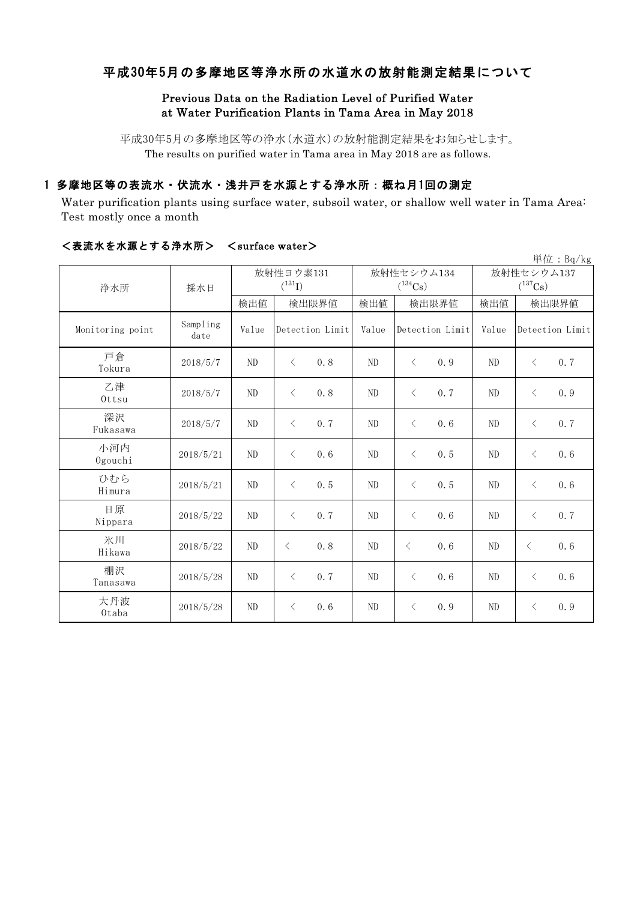# 平成30年5月の多摩地区等浄水所の水道水の放射能測定結果について

## Previous Data on the Radiation Level of Purified Water at Water Purification Plants in Tama Area in May 2018

平成30年5月の多摩地区等の浄水(水道水)の放射能測定結果をお知らせします。
The results on purified water in Tama area in May 2018 are as follows.

### 1 多摩地区等の表流水・伏流水・浅井戸を水源とする浄水所：概ね月1回の測定

Water purification plants using surface water, subsoil water, or shallow well water in Tama Area: Test mostly once a month

#### <表流水を水源とする浄水所>　<surface water>

単位：Bq/kg

| 浄水所 | 採水日 | 放射性ヨウ素131 ($^{131}I$) | | 放射性セシウム134 ($^{134}Cs$) | | 放射性セシウム137 ($^{137}Cs$) | |
|---|---|---|---|---|---|---|---|
| | | 検出値 | 検出限界値 | 検出値 | 検出限界値 | 検出値 | 検出限界値 |
| Monitoring point | Sampling date | Value | Detection Limit | Value | Detection Limit | Value | Detection Limit |
| 戸倉 Tokura | 2018/5/7 | ND | ＜ 0.8 | ND | ＜ 0.9 | ND | ＜ 0.7 |
| 乙津 Ottsu | 2018/5/7 | ND | ＜ 0.8 | ND | ＜ 0.7 | ND | ＜ 0.9 |
| 深沢 Fukasawa | 2018/5/7 | ND | ＜ 0.7 | ND | ＜ 0.6 | ND | ＜ 0.7 |
| 小河内 Ogouchi | 2018/5/21 | ND | ＜ 0.6 | ND | ＜ 0.5 | ND | ＜ 0.6 |
| ひむら Himura | 2018/5/21 | ND | ＜ 0.5 | ND | ＜ 0.5 | ND | ＜ 0.6 |
| 日原 Nippara | 2018/5/22 | ND | ＜ 0.7 | ND | ＜ 0.6 | ND | ＜ 0.7 |
| 氷川 Hikawa | 2018/5/22 | ND | ＜ 0.8 | ND | ＜ 0.6 | ND | ＜ 0.6 |
| 棚沢 Tanasawa | 2018/5/28 | ND | ＜ 0.7 | ND | ＜ 0.6 | ND | ＜ 0.6 |
| 大丹波 Otaba | 2018/5/28 | ND | ＜ 0.6 | ND | ＜ 0.9 | ND | ＜ 0.9 |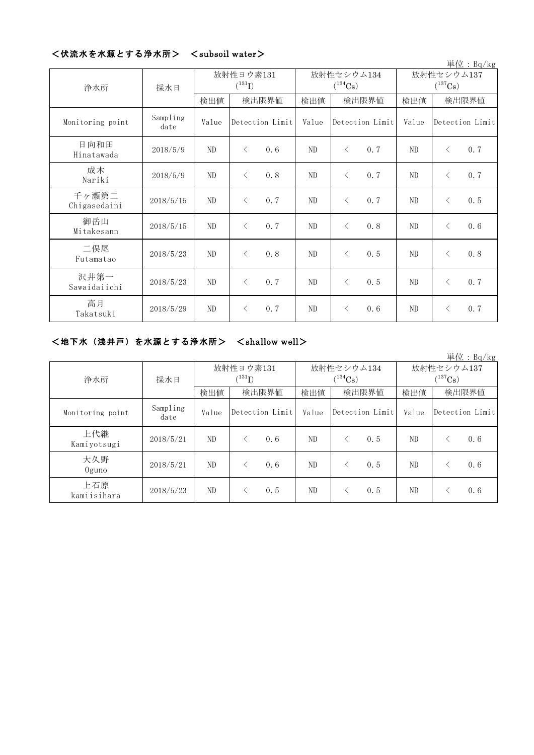## ＜伏流水を水源とする浄水所＞　＜subsoil water＞

単位：Bq/kg

| 浄水所 | 採水日 | 放射性ヨウ素131 ($^{131}I$) | | | 放射性セシウム134 ($^{134}Cs$) | | | 放射性セシウム137 ($^{137}Cs$) | | |
|---|---|---|---|---|---|---|---|---|---|---|
| | | 検出値 | 検出限界値 | | 検出値 | 検出限界値 | | 検出値 | 検出限界値 | |
| Monitoring point | Sampling date | Value | Detection Limit | | Value | Detection Limit | | Value | Detection Limit | |
| 日向和田 Hinatawada | 2018/5/9 | ND | ＜ | 0.6 | ND | ＜ | 0.7 | ND | ＜ | 0.7 |
| 成木 Nariki | 2018/5/9 | ND | ＜ | 0.8 | ND | ＜ | 0.7 | ND | ＜ | 0.7 |
| 千ヶ瀬第二 Chigasedaini | 2018/5/15 | ND | ＜ | 0.7 | ND | ＜ | 0.7 | ND | ＜ | 0.5 |
| 御岳山 Mitakesann | 2018/5/15 | ND | ＜ | 0.7 | ND | ＜ | 0.8 | ND | ＜ | 0.6 |
| 二俣尾 Futamatao | 2018/5/23 | ND | ＜ | 0.8 | ND | ＜ | 0.5 | ND | ＜ | 0.8 |
| 沢井第一 Sawaidaiichi | 2018/5/23 | ND | ＜ | 0.7 | ND | ＜ | 0.5 | ND | ＜ | 0.7 |
| 高月 Takatsuki | 2018/5/29 | ND | ＜ | 0.7 | ND | ＜ | 0.6 | ND | ＜ | 0.7 |

## ＜地下水（浅井戸）を水源とする浄水所＞　＜shallow well＞

単位：Bq/kg

| 浄水所 | 採水日 | 放射性ヨウ素131 ($^{131}I$) | | | 放射性セシウム134 ($^{134}Cs$) | | | 放射性セシウム137 ($^{137}Cs$) | | |
|---|---|---|---|---|---|---|---|---|---|---|
| | | 検出値 | 検出限界値 | | 検出値 | 検出限界値 | | 検出値 | 検出限界値 | |
| Monitoring point | Sampling date | Value | Detection Limit | | Value | Detection Limit | | Value | Detection Limit | |
| 上代継 Kamiyotsugi | 2018/5/21 | ND | ＜ | 0.6 | ND | ＜ | 0.5 | ND | ＜ | 0.6 |
| 大久野 Oguno | 2018/5/21 | ND | ＜ | 0.6 | ND | ＜ | 0.5 | ND | ＜ | 0.6 |
| 上石原 kamiisihara | 2018/5/23 | ND | ＜ | 0.5 | ND | ＜ | 0.5 | ND | ＜ | 0.6 |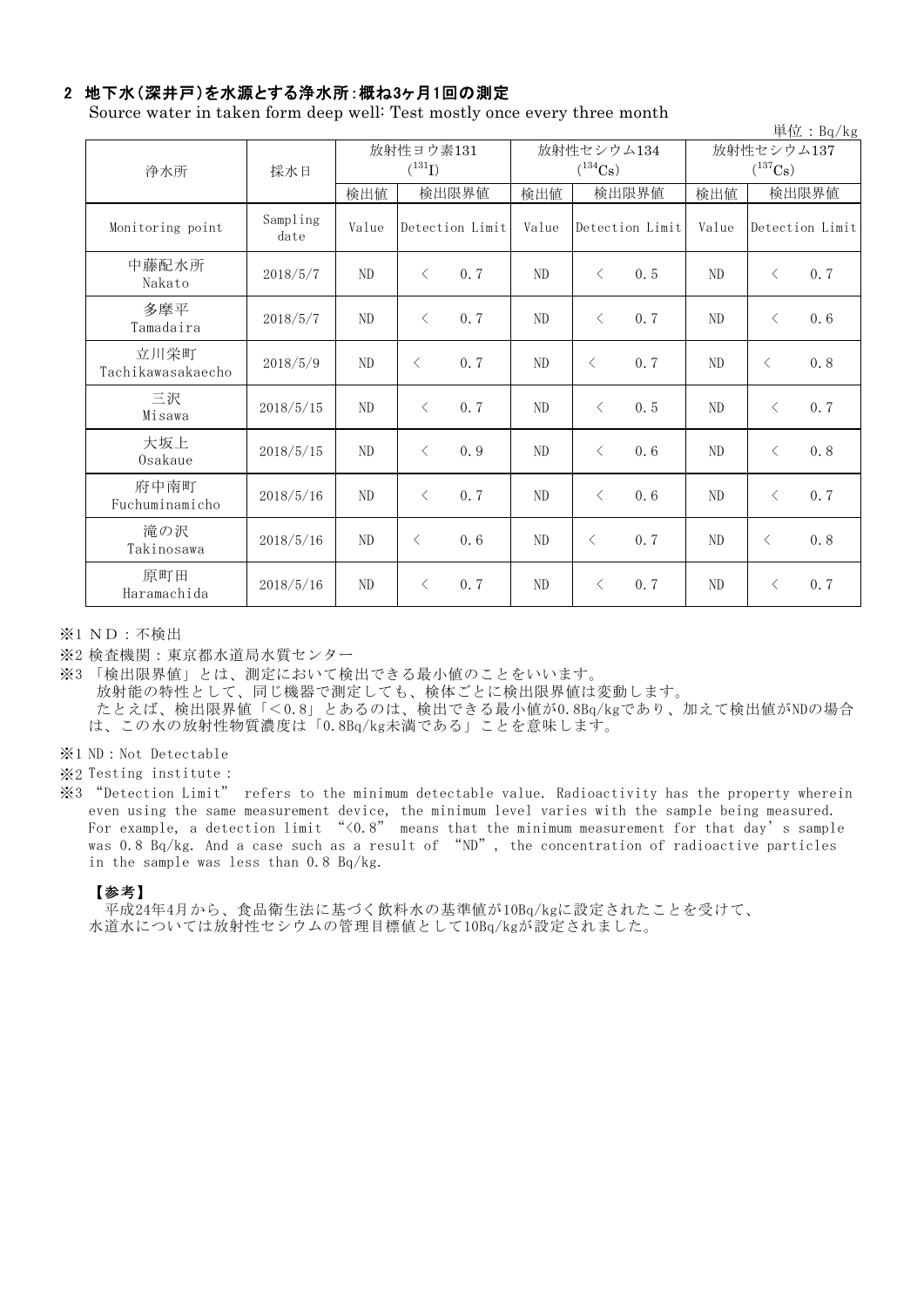## 2 地下水(深井戸)を水源とする浄水所:概ね3ヶ月1回の測定

Source water in taken form deep well: Test mostly once every three month

単位:Bq/kg

| 浄水所 | 採水日 | 放射性ヨウ素131 ($^{131}I$) | | | 放射性セシウム134 ($^{134}Cs$) | | | 放射性セシウム137 ($^{137}Cs$) | | |
|---|---|---|---|---|---|---|---|---|---|---|
| | | 検出値 | 検出限界値 | | 検出値 | 検出限界値 | | 検出値 | 検出限界値 | |
| Monitoring point | Sampling date | Value | Detection Limit | | Value | Detection Limit | | Value | Detection Limit | |
| 中藤配水所 Nakato | 2018/5/7 | ND | < | 0.7 | ND | < | 0.5 | ND | < | 0.7 |
| 多摩平 Tamadaira | 2018/5/7 | ND | < | 0.7 | ND | < | 0.7 | ND | < | 0.6 |
| 立川栄町 Tachikawasakaecho | 2018/5/9 | ND | < | 0.7 | ND | < | 0.7 | ND | < | 0.8 |
| 三沢 Misawa | 2018/5/15 | ND | < | 0.7 | ND | < | 0.5 | ND | < | 0.7 |
| 大坂上 Osakaue | 2018/5/15 | ND | < | 0.9 | ND | < | 0.6 | ND | < | 0.8 |
| 府中南町 Fuchuminamicho | 2018/5/16 | ND | < | 0.7 | ND | < | 0.6 | ND | < | 0.7 |
| 滝の沢 Takinosawa | 2018/5/16 | ND | < | 0.6 | ND | < | 0.7 | ND | < | 0.8 |
| 原町田 Haramachida | 2018/5/16 | ND | < | 0.7 | ND | < | 0.7 | ND | < | 0.7 |

※1 ND:不検出

※2 検査機関:東京都水道局水質センター

※3 「検出限界値」とは、測定において検出できる最小値のことをいいます。
放射能の特性として、同じ機器で測定しても、検体ごとに検出限界値は変動します。
たとえば、検出限界値「<0.8」とあるのは、検出できる最小値が0.8Bq/kgであり、加えて検出値がNDの場合は、この水の放射性物質濃度は「0.8Bq/kg未満である」ことを意味します。

※1 ND:Not Detectable

※2 Testing institute:

※3 "Detection Limit" refers to the minimum detectable value. Radioactivity has the property wherein even using the same measurement device, the minimum level varies with the sample being measured. For example, a detection limit "<0.8" means that the minimum measurement for that day's sample was 0.8 Bq/kg. And a case such as a result of "ND", the concentration of radioactive particles in the sample was less than 0.8 Bq/kg.

**【参考】**

平成24年4月から、食品衛生法に基づく飲料水の基準値が10Bq/kgに設定されたことを受けて、水道水については放射性セシウムの管理目標値として10Bq/kgが設定されました。